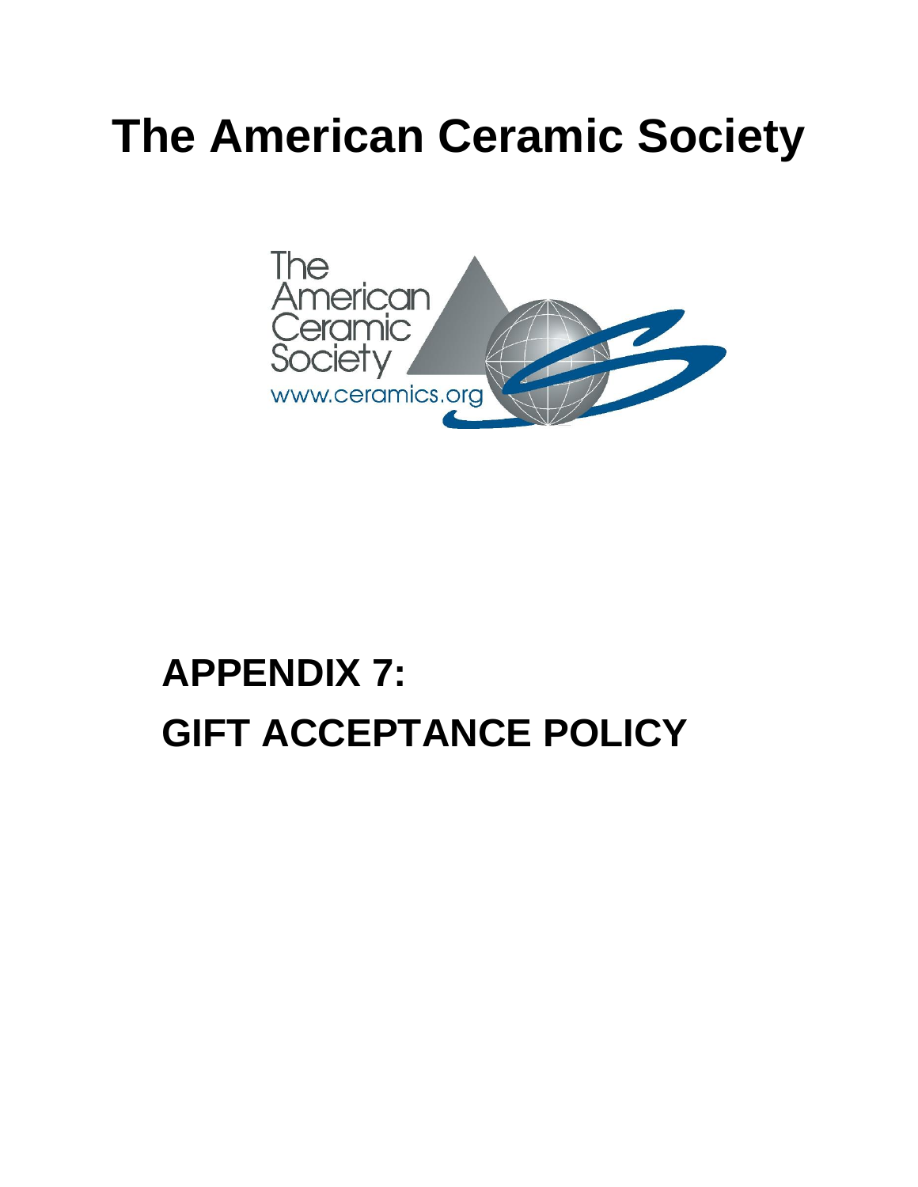# The American Ceramic Society

# APPENDIX 7:
# GIFT ACCEPTANCE POLICY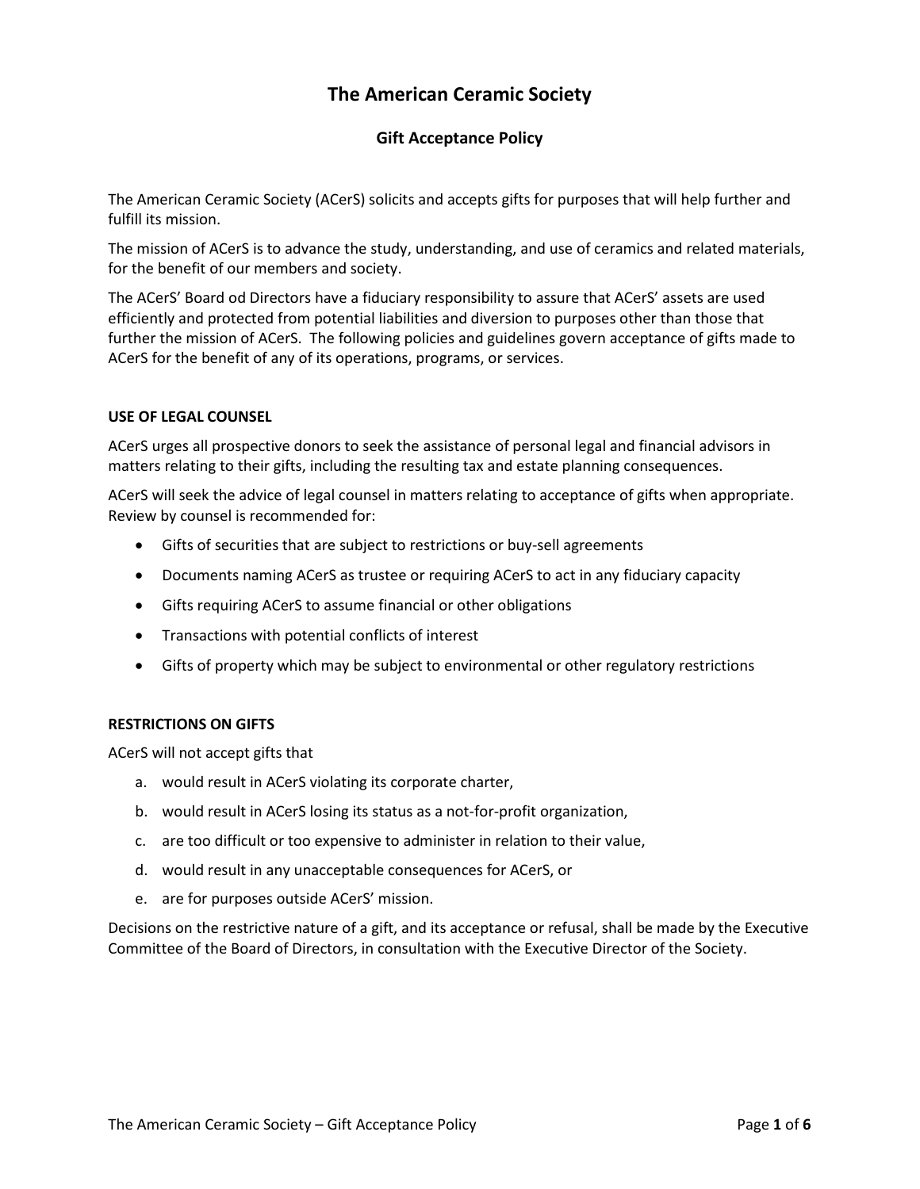# The American Ceramic Society

## Gift Acceptance Policy

The American Ceramic Society (ACerS) solicits and accepts gifts for purposes that will help further and fulfill its mission.

The mission of ACerS is to advance the study, understanding, and use of ceramics and related materials, for the benefit of our members and society.

The ACerS' Board od Directors have a fiduciary responsibility to assure that ACerS' assets are used efficiently and protected from potential liabilities and diversion to purposes other than those that further the mission of ACerS. The following policies and guidelines govern acceptance of gifts made to ACerS for the benefit of any of its operations, programs, or services.

### USE OF LEGAL COUNSEL

ACerS urges all prospective donors to seek the assistance of personal legal and financial advisors in matters relating to their gifts, including the resulting tax and estate planning consequences.

ACerS will seek the advice of legal counsel in matters relating to acceptance of gifts when appropriate. Review by counsel is recommended for:

- Gifts of securities that are subject to restrictions or buy-sell agreements
- Documents naming ACerS as trustee or requiring ACerS to act in any fiduciary capacity
- Gifts requiring ACerS to assume financial or other obligations
- Transactions with potential conflicts of interest
- Gifts of property which may be subject to environmental or other regulatory restrictions

### RESTRICTIONS ON GIFTS

ACerS will not accept gifts that

a. would result in ACerS violating its corporate charter,
b. would result in ACerS losing its status as a not-for-profit organization,
c. are too difficult or too expensive to administer in relation to their value,
d. would result in any unacceptable consequences for ACerS, or
e. are for purposes outside ACerS' mission.

Decisions on the restrictive nature of a gift, and its acceptance or refusal, shall be made by the Executive Committee of the Board of Directors, in consultation with the Executive Director of the Society.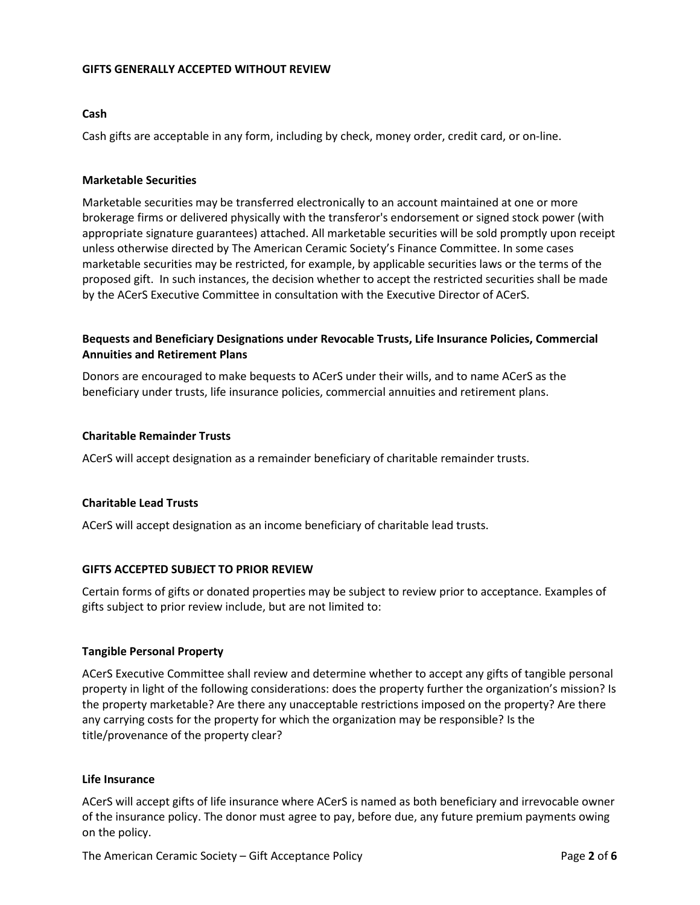## GIFTS GENERALLY ACCEPTED WITHOUT REVIEW

### Cash

Cash gifts are acceptable in any form, including by check, money order, credit card, or on-line.

### Marketable Securities

Marketable securities may be transferred electronically to an account maintained at one or more brokerage firms or delivered physically with the transferor's endorsement or signed stock power (with appropriate signature guarantees) attached. All marketable securities will be sold promptly upon receipt unless otherwise directed by The American Ceramic Society's Finance Committee. In some cases marketable securities may be restricted, for example, by applicable securities laws or the terms of the proposed gift. In such instances, the decision whether to accept the restricted securities shall be made by the ACerS Executive Committee in consultation with the Executive Director of ACerS.

### Bequests and Beneficiary Designations under Revocable Trusts, Life Insurance Policies, Commercial Annuities and Retirement Plans

Donors are encouraged to make bequests to ACerS under their wills, and to name ACerS as the beneficiary under trusts, life insurance policies, commercial annuities and retirement plans.

### Charitable Remainder Trusts

ACerS will accept designation as a remainder beneficiary of charitable remainder trusts.

### Charitable Lead Trusts

ACerS will accept designation as an income beneficiary of charitable lead trusts.

## GIFTS ACCEPTED SUBJECT TO PRIOR REVIEW

Certain forms of gifts or donated properties may be subject to review prior to acceptance. Examples of gifts subject to prior review include, but are not limited to:

### Tangible Personal Property

ACerS Executive Committee shall review and determine whether to accept any gifts of tangible personal property in light of the following considerations: does the property further the organization's mission? Is the property marketable? Are there any unacceptable restrictions imposed on the property? Are there any carrying costs for the property for which the organization may be responsible? Is the title/provenance of the property clear?

### Life Insurance

ACerS will accept gifts of life insurance where ACerS is named as both beneficiary and irrevocable owner of the insurance policy. The donor must agree to pay, before due, any future premium payments owing on the policy.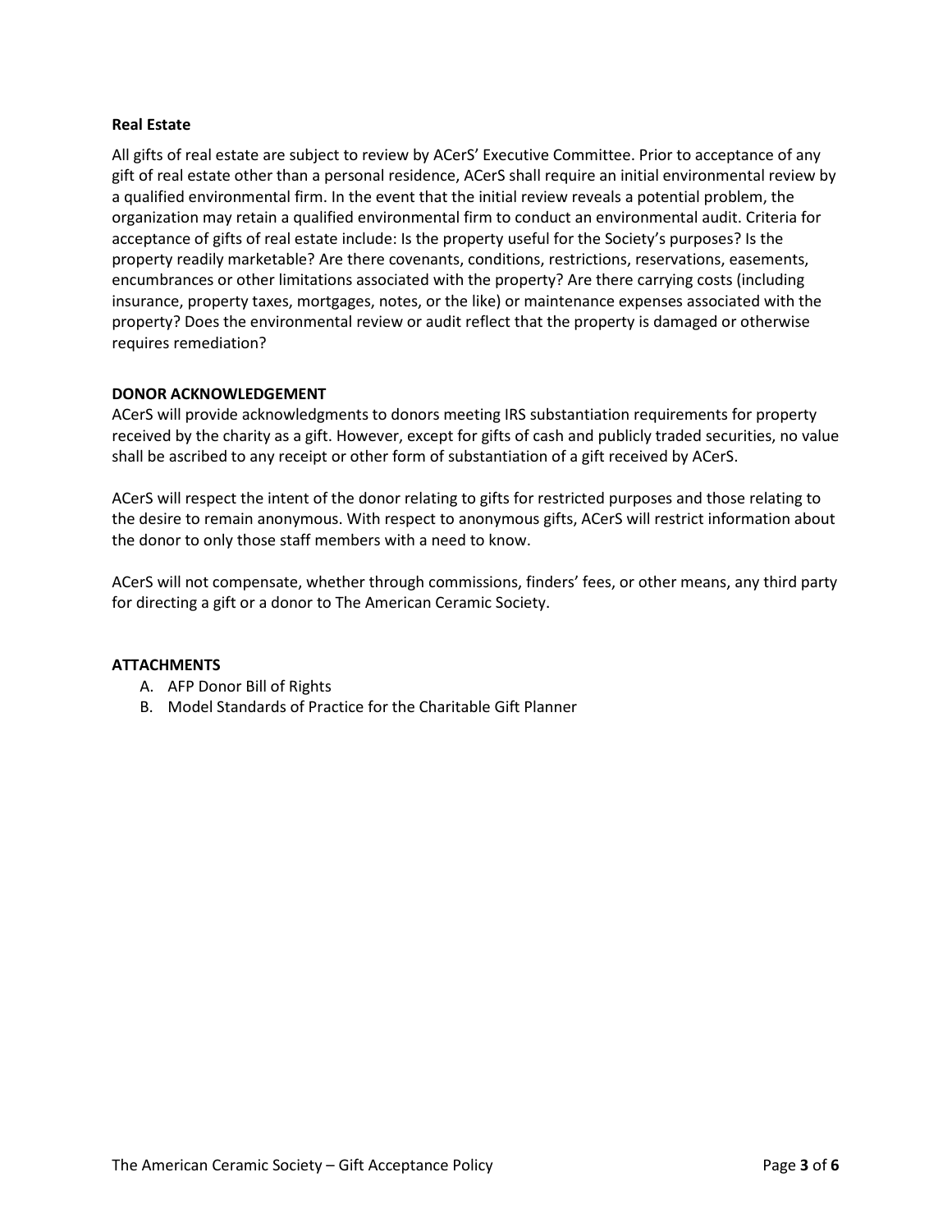**Real Estate**

All gifts of real estate are subject to review by ACerS' Executive Committee. Prior to acceptance of any gift of real estate other than a personal residence, ACerS shall require an initial environmental review by a qualified environmental firm. In the event that the initial review reveals a potential problem, the organization may retain a qualified environmental firm to conduct an environmental audit. Criteria for acceptance of gifts of real estate include: Is the property useful for the Society's purposes? Is the property readily marketable? Are there covenants, conditions, restrictions, reservations, easements, encumbrances or other limitations associated with the property? Are there carrying costs (including insurance, property taxes, mortgages, notes, or the like) or maintenance expenses associated with the property? Does the environmental review or audit reflect that the property is damaged or otherwise requires remediation?

**DONOR ACKNOWLEDGEMENT**

ACerS will provide acknowledgments to donors meeting IRS substantiation requirements for property received by the charity as a gift. However, except for gifts of cash and publicly traded securities, no value shall be ascribed to any receipt or other form of substantiation of a gift received by ACerS.

ACerS will respect the intent of the donor relating to gifts for restricted purposes and those relating to the desire to remain anonymous. With respect to anonymous gifts, ACerS will restrict information about the donor to only those staff members with a need to know.

ACerS will not compensate, whether through commissions, finders' fees, or other means, any third party for directing a gift or a donor to The American Ceramic Society.

**ATTACHMENTS**

A. AFP Donor Bill of Rights
B. Model Standards of Practice for the Charitable Gift Planner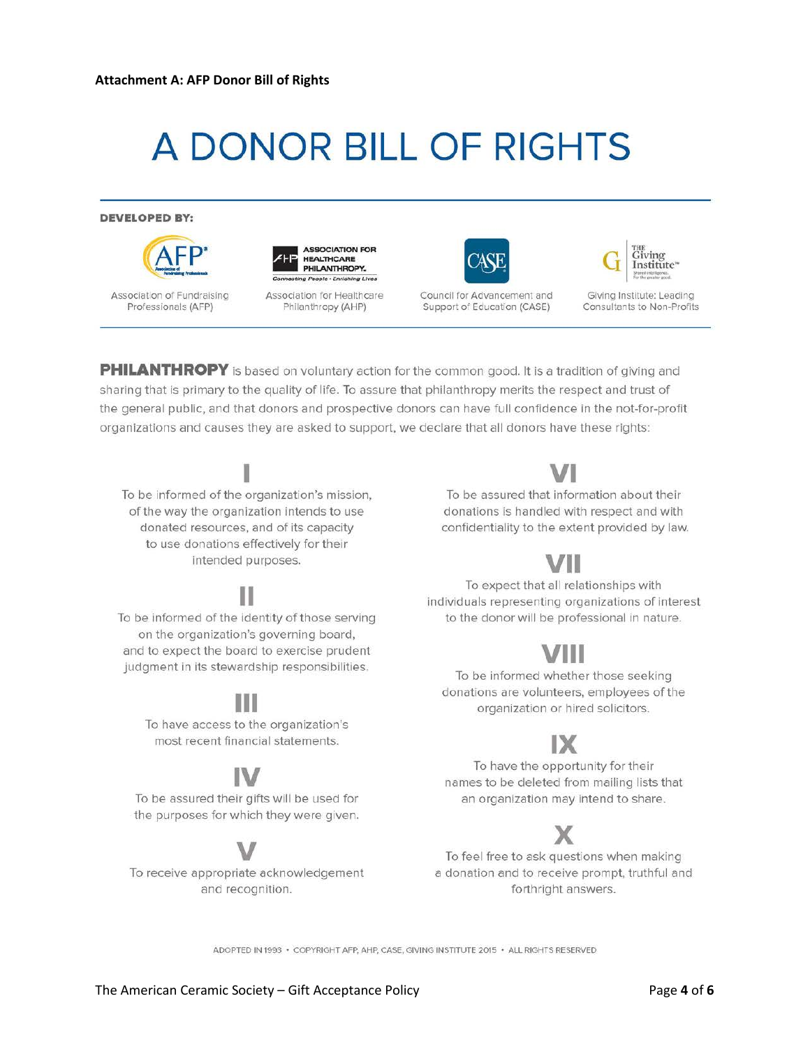**Attachment A: AFP Donor Bill of Rights**

# A DONOR BILL OF RIGHTS

**DEVELOPED BY:**

Association of Fundraising Professionals (AFP)

Association for Healthcare Philanthropy (AHP)

Council for Advancement and Support of Education (CASE)

Giving Institute: Leading Consultants to Non-Profits

**PHILANTHROPY** is based on voluntary action for the common good. It is a tradition of giving and sharing that is primary to the quality of life. To assure that philanthropy merits the respect and trust of the general public, and that donors and prospective donors can have full confidence in the not-for-profit organizations and causes they are asked to support, we declare that all donors have these rights:

**I**

To be informed of the organization's mission, of the way the organization intends to use donated resources, and of its capacity to use donations effectively for their intended purposes.

**II**

To be informed of the identity of those serving on the organization's governing board, and to expect the board to exercise prudent judgment in its stewardship responsibilities.

**III**

To have access to the organization's most recent financial statements.

**IV**

To be assured their gifts will be used for the purposes for which they were given.

**V**

To receive appropriate acknowledgement and recognition.

**VI**

To be assured that information about their donations is handled with respect and with confidentiality to the extent provided by law.

**VII**

To expect that all relationships with individuals representing organizations of interest to the donor will be professional in nature.

**VIII**

To be informed whether those seeking donations are volunteers, employees of the organization or hired solicitors.

**IX**

To have the opportunity for their names to be deleted from mailing lists that an organization may intend to share.

**X**

To feel free to ask questions when making a donation and to receive prompt, truthful and forthright answers.

ADOPTED IN 1993 • COPYRIGHT AFP, AHP, CASE, GIVING INSTITUTE 2015 • ALL RIGHTS RESERVED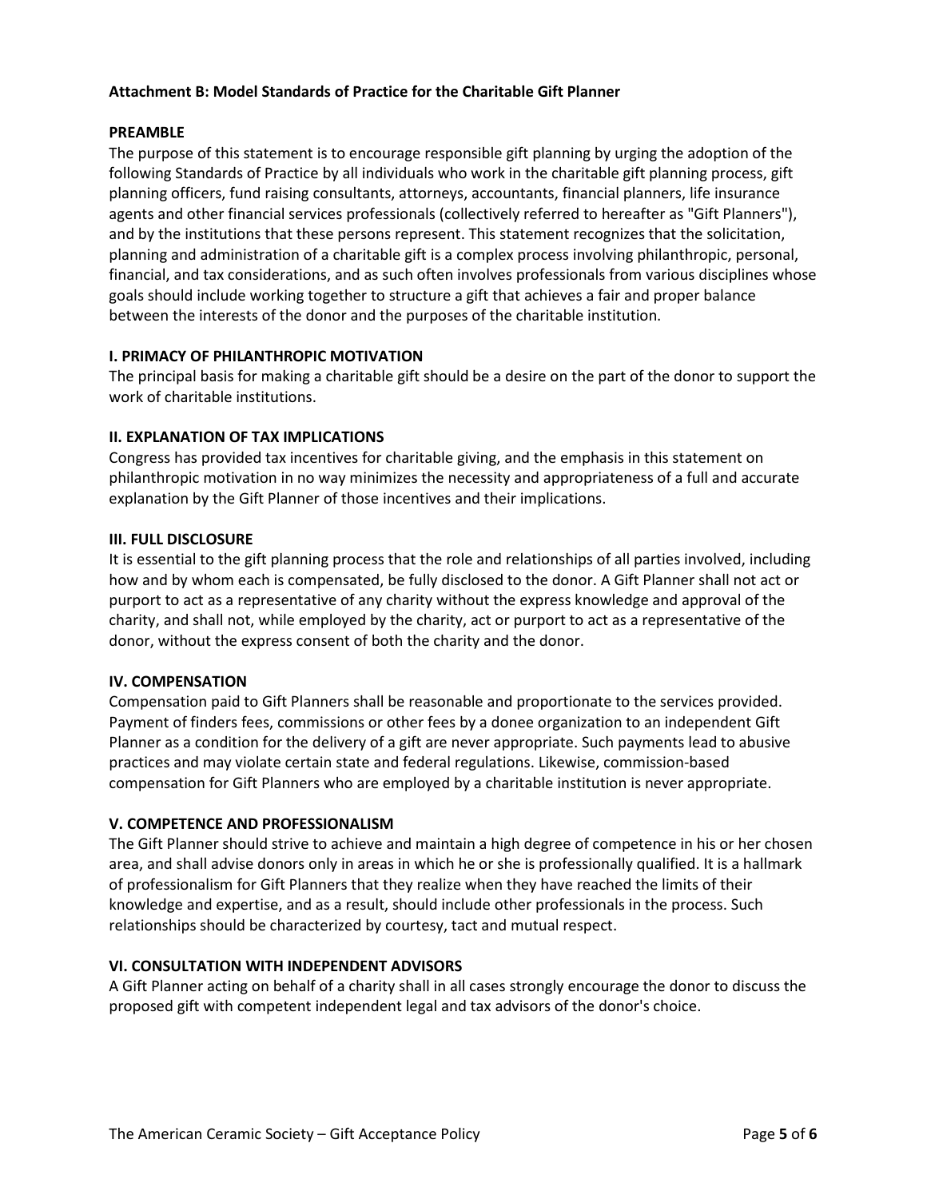**Attachment B: Model Standards of Practice for the Charitable Gift Planner**

**PREAMBLE**

The purpose of this statement is to encourage responsible gift planning by urging the adoption of the following Standards of Practice by all individuals who work in the charitable gift planning process, gift planning officers, fund raising consultants, attorneys, accountants, financial planners, life insurance agents and other financial services professionals (collectively referred to hereafter as "Gift Planners"), and by the institutions that these persons represent. This statement recognizes that the solicitation, planning and administration of a charitable gift is a complex process involving philanthropic, personal, financial, and tax considerations, and as such often involves professionals from various disciplines whose goals should include working together to structure a gift that achieves a fair and proper balance between the interests of the donor and the purposes of the charitable institution.

**I. PRIMACY OF PHILANTHROPIC MOTIVATION**

The principal basis for making a charitable gift should be a desire on the part of the donor to support the work of charitable institutions.

**II. EXPLANATION OF TAX IMPLICATIONS**

Congress has provided tax incentives for charitable giving, and the emphasis in this statement on philanthropic motivation in no way minimizes the necessity and appropriateness of a full and accurate explanation by the Gift Planner of those incentives and their implications.

**III. FULL DISCLOSURE**

It is essential to the gift planning process that the role and relationships of all parties involved, including how and by whom each is compensated, be fully disclosed to the donor. A Gift Planner shall not act or purport to act as a representative of any charity without the express knowledge and approval of the charity, and shall not, while employed by the charity, act or purport to act as a representative of the donor, without the express consent of both the charity and the donor.

**IV. COMPENSATION**

Compensation paid to Gift Planners shall be reasonable and proportionate to the services provided. Payment of finders fees, commissions or other fees by a donee organization to an independent Gift Planner as a condition for the delivery of a gift are never appropriate. Such payments lead to abusive practices and may violate certain state and federal regulations. Likewise, commission-based compensation for Gift Planners who are employed by a charitable institution is never appropriate.

**V. COMPETENCE AND PROFESSIONALISM**

The Gift Planner should strive to achieve and maintain a high degree of competence in his or her chosen area, and shall advise donors only in areas in which he or she is professionally qualified. It is a hallmark of professionalism for Gift Planners that they realize when they have reached the limits of their knowledge and expertise, and as a result, should include other professionals in the process. Such relationships should be characterized by courtesy, tact and mutual respect.

**VI. CONSULTATION WITH INDEPENDENT ADVISORS**

A Gift Planner acting on behalf of a charity shall in all cases strongly encourage the donor to discuss the proposed gift with competent independent legal and tax advisors of the donor's choice.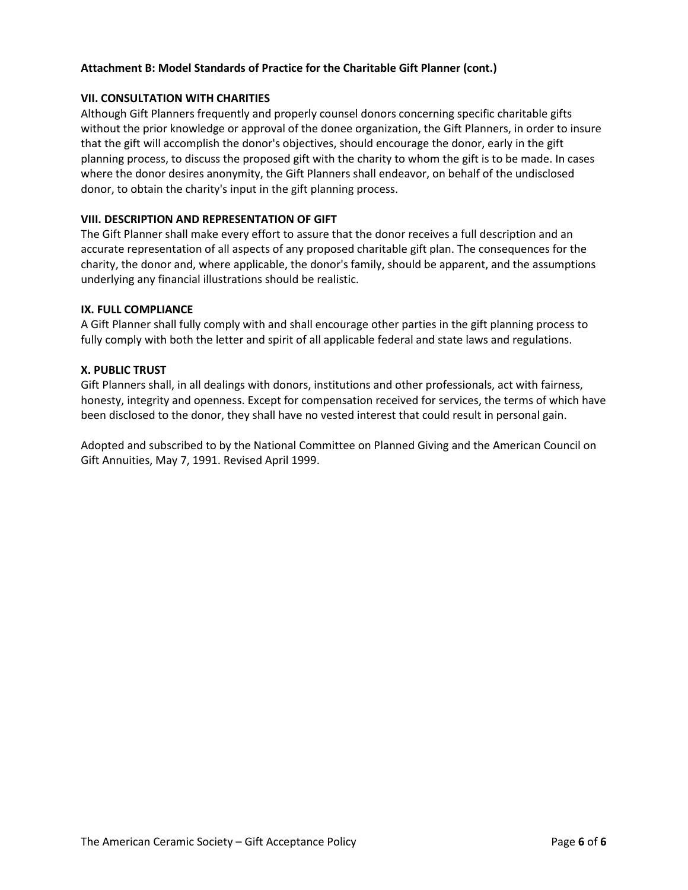**Attachment B: Model Standards of Practice for the Charitable Gift Planner (cont.)**

**VII. CONSULTATION WITH CHARITIES**

Although Gift Planners frequently and properly counsel donors concerning specific charitable gifts without the prior knowledge or approval of the donee organization, the Gift Planners, in order to insure that the gift will accomplish the donor's objectives, should encourage the donor, early in the gift planning process, to discuss the proposed gift with the charity to whom the gift is to be made. In cases where the donor desires anonymity, the Gift Planners shall endeavor, on behalf of the undisclosed donor, to obtain the charity's input in the gift planning process.

**VIII. DESCRIPTION AND REPRESENTATION OF GIFT**

The Gift Planner shall make every effort to assure that the donor receives a full description and an accurate representation of all aspects of any proposed charitable gift plan. The consequences for the charity, the donor and, where applicable, the donor's family, should be apparent, and the assumptions underlying any financial illustrations should be realistic.

**IX. FULL COMPLIANCE**

A Gift Planner shall fully comply with and shall encourage other parties in the gift planning process to fully comply with both the letter and spirit of all applicable federal and state laws and regulations.

**X. PUBLIC TRUST**

Gift Planners shall, in all dealings with donors, institutions and other professionals, act with fairness, honesty, integrity and openness. Except for compensation received for services, the terms of which have been disclosed to the donor, they shall have no vested interest that could result in personal gain.

Adopted and subscribed to by the National Committee on Planned Giving and the American Council on Gift Annuities, May 7, 1991. Revised April 1999.